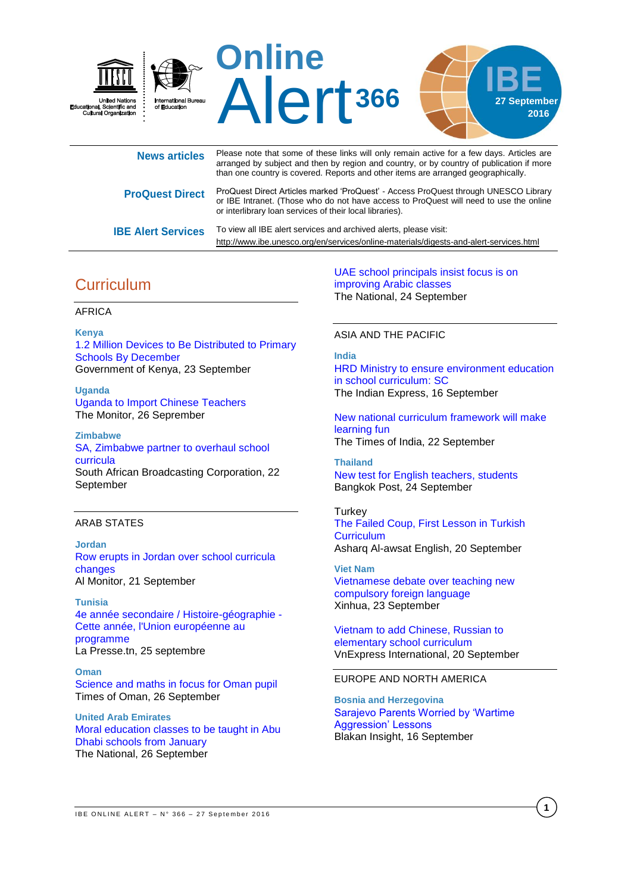# Online Alert 366

**IBE**
**27 September 2016**

United Nations Educational, Scientific and Cultural Organization

International Bureau of Education

**News articles** — Please note that some of these links will only remain active for a few days. Articles are arranged by subject and then by region and country, or by country of publication if more than one country is covered. Reports and other items are arranged geographically.

**ProQuest Direct** — ProQuest Direct Articles marked 'ProQuest' - Access ProQuest through UNESCO Library or IBE Intranet. (Those who do not have access to ProQuest will need to use the online or interlibrary loan services of their local libraries).

**IBE Alert Services** — To view all IBE alert services and archived alerts, please visit: http://www.ibe.unesco.org/en/services/online-materials/digests-and-alert-services.html

## Curriculum

### AFRICA

**Kenya**
1.2 Million Devices to Be Distributed to Primary Schools By December
Government of Kenya, 23 September

**Uganda**
Uganda to Import Chinese Teachers
The Monitor, 26 Seprember

**Zimbabwe**
SA, Zimbabwe partner to overhaul school curricula
South African Broadcasting Corporation, 22 September

### ARAB STATES

**Jordan**
Row erupts in Jordan over school curricula changes
Al Monitor, 21 September

**Tunisia**
4e année secondaire / Histoire-géographie - Cette année, l'Union européenne au programme
La Presse.tn, 25 septembre

**Oman**
Science and maths in focus for Oman pupil
Times of Oman, 26 September

**United Arab Emirates**
Moral education classes to be taught in Abu Dhabi schools from January
The National, 26 September

UAE school principals insist focus is on improving Arabic classes
The National, 24 September

### ASIA AND THE PACIFIC

**India**
HRD Ministry to ensure environment education in school curriculum: SC
The Indian Express, 16 September

New national curriculum framework will make learning fun
The Times of India, 22 September

**Thailand**
New test for English teachers, students
Bangkok Post, 24 September

Turkey
The Failed Coup, First Lesson in Turkish Curriculum
Asharq Al-awsat English, 20 September

**Viet Nam**
Vietnamese debate over teaching new compulsory foreign language
Xinhua, 23 September

Vietnam to add Chinese, Russian to elementary school curriculum
VnExpress International, 20 September

### EUROPE AND NORTH AMERICA

**Bosnia and Herzegovina**
Sarajevo Parents Worried by 'Wartime Aggression' Lessons
Blakan Insight, 16 September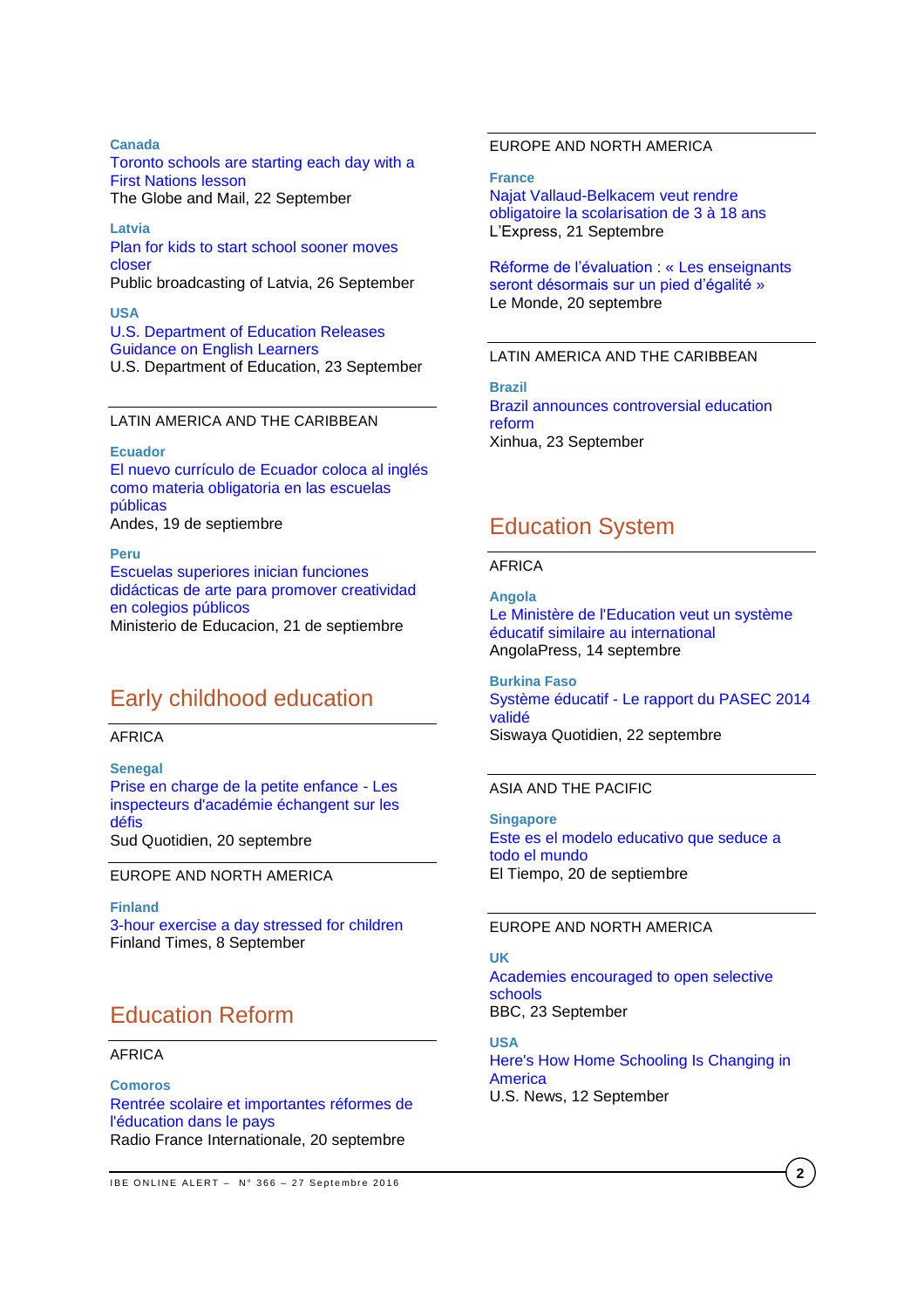**Canada**
Toronto schools are starting each day with a First Nations lesson
The Globe and Mail, 22 September

**Latvia**
Plan for kids to start school sooner moves closer
Public broadcasting of Latvia, 26 September

**USA**
U.S. Department of Education Releases Guidance on English Learners
U.S. Department of Education, 23 September

LATIN AMERICA AND THE CARIBBEAN

**Ecuador**
El nuevo currículo de Ecuador coloca al inglés como materia obligatoria en las escuelas públicas
Andes, 19 de septiembre

**Peru**
Escuelas superiores inician funciones didácticas de arte para promover creatividad en colegios públicos
Ministerio de Educacion, 21 de septiembre

## Early childhood education

AFRICA

**Senegal**
Prise en charge de la petite enfance - Les inspecteurs d'académie échangent sur les défis
Sud Quotidien, 20 septembre

EUROPE AND NORTH AMERICA

**Finland**
3-hour exercise a day stressed for children
Finland Times, 8 September

## Education Reform

AFRICA

**Comoros**
Rentrée scolaire et importantes réformes de l'éducation dans le pays
Radio France Internationale, 20 septembre

EUROPE AND NORTH AMERICA

**France**
Najat Vallaud-Belkacem veut rendre obligatoire la scolarisation de 3 à 18 ans
L'Express, 21 Septembre

Réforme de l'évaluation : « Les enseignants seront désormais sur un pied d'égalité »
Le Monde, 20 septembre

LATIN AMERICA AND THE CARIBBEAN

**Brazil**
Brazil announces controversial education reform
Xinhua, 23 September

## Education System

AFRICA

**Angola**
Le Ministère de l'Education veut un système éducatif similaire au international
AngolaPress, 14 septembre

**Burkina Faso**
Système éducatif - Le rapport du PASEC 2014 validé
Siswaya Quotidien, 22 septembre

ASIA AND THE PACIFIC

**Singapore**
Este es el modelo educativo que seduce a todo el mundo
El Tiempo, 20 de septiembre

EUROPE AND NORTH AMERICA

**UK**
Academies encouraged to open selective schools
BBC, 23 September

**USA**
Here's How Home Schooling Is Changing in America
U.S. News, 12 September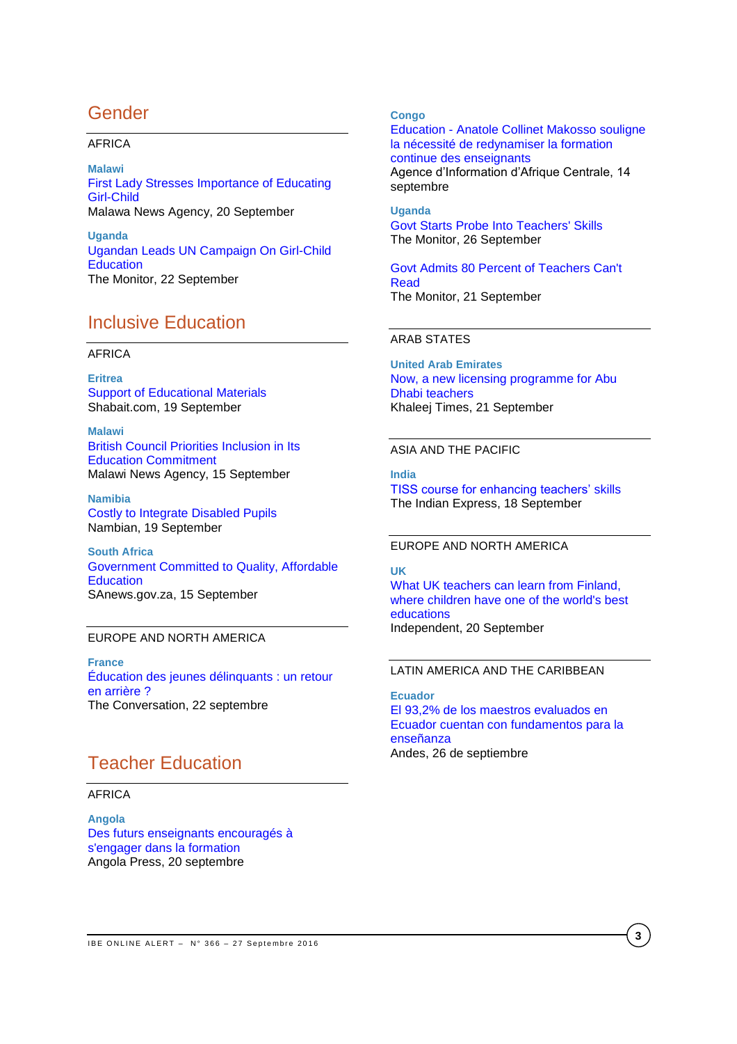## Gender

AFRICA

**Malawi**
First Lady Stresses Importance of Educating Girl-Child
Malawa News Agency, 20 September

**Uganda**
Ugandan Leads UN Campaign On Girl-Child Education
The Monitor, 22 September

## Inclusive Education

AFRICA

**Eritrea**
Support of Educational Materials
Shabait.com, 19 September

**Malawi**
British Council Priorities Inclusion in Its Education Commitment
Malawi News Agency, 15 September

**Namibia**
Costly to Integrate Disabled Pupils
Nambian, 19 September

**South Africa**
Government Committed to Quality, Affordable Education
SAnews.gov.za, 15 September

EUROPE AND NORTH AMERICA

**France**
Éducation des jeunes délinquants : un retour en arrière ?
The Conversation, 22 septembre

## Teacher Education

AFRICA

**Angola**
Des futurs enseignants encouragés à s'engager dans la formation
Angola Press, 20 septembre

**Congo**
Education - Anatole Collinet Makosso souligne la nécessité de redynamiser la formation continue des enseignants
Agence d'Information d'Afrique Centrale, 14 septembre

**Uganda**
Govt Starts Probe Into Teachers' Skills
The Monitor, 26 September

Govt Admits 80 Percent of Teachers Can't Read
The Monitor, 21 September

ARAB STATES

**United Arab Emirates**
Now, a new licensing programme for Abu Dhabi teachers
Khaleej Times, 21 September

ASIA AND THE PACIFIC

**India**
TISS course for enhancing teachers' skills
The Indian Express, 18 September

EUROPE AND NORTH AMERICA

**UK**
What UK teachers can learn from Finland, where children have one of the world's best educations
Independent, 20 September

LATIN AMERICA AND THE CARIBBEAN

**Ecuador**
El 93,2% de los maestros evaluados en Ecuador cuentan con fundamentos para la enseñanza
Andes, 26 de septiembre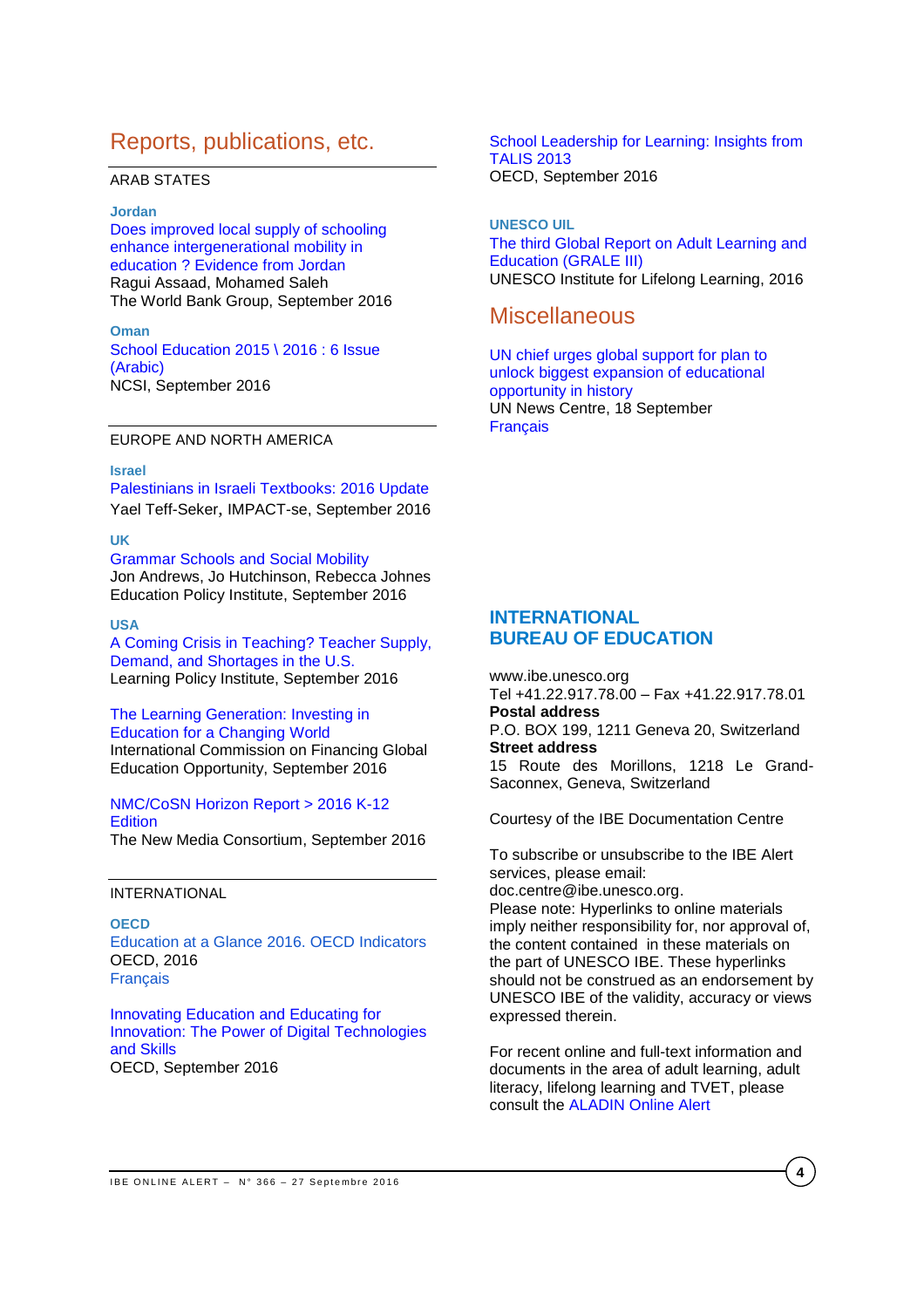## Reports, publications, etc.

ARAB STATES

**Jordan**

Does improved local supply of schooling enhance intergenerational mobility in education ? Evidence from Jordan
Ragui Assaad, Mohamed Saleh
The World Bank Group, September 2016

**Oman**

School Education 2015 \ 2016 : 6 Issue (Arabic)
NCSI, September 2016

EUROPE AND NORTH AMERICA

**Israel**

Palestinians in Israeli Textbooks: 2016 Update
Yael Teff-Seker, IMPACT-se, September 2016

**UK**

Grammar Schools and Social Mobility
Jon Andrews, Jo Hutchinson, Rebecca Johnes
Education Policy Institute, September 2016

**USA**

A Coming Crisis in Teaching? Teacher Supply, Demand, and Shortages in the U.S.
Learning Policy Institute, September 2016

The Learning Generation: Investing in Education for a Changing World
International Commission on Financing Global Education Opportunity, September 2016

NMC/CoSN Horizon Report > 2016 K-12 Edition
The New Media Consortium, September 2016

INTERNATIONAL

**OECD**

Education at a Glance 2016. OECD Indicators
OECD, 2016
Français

Innovating Education and Educating for Innovation: The Power of Digital Technologies and Skills
OECD, September 2016

School Leadership for Learning: Insights from TALIS 2013
OECD, September 2016

**UNESCO UIL**

The third Global Report on Adult Learning and Education (GRALE III)
UNESCO Institute for Lifelong Learning, 2016

## Miscellaneous

UN chief urges global support for plan to unlock biggest expansion of educational opportunity in history
UN News Centre, 18 September
Français

## INTERNATIONAL BUREAU OF EDUCATION

www.ibe.unesco.org
Tel +41.22.917.78.00 – Fax +41.22.917.78.01
**Postal address**
P.O. BOX 199, 1211 Geneva 20, Switzerland
**Street address**
15 Route des Morillons, 1218 Le Grand-Saconnex, Geneva, Switzerland

Courtesy of the IBE Documentation Centre

To subscribe or unsubscribe to the IBE Alert services, please email: doc.centre@ibe.unesco.org.
Please note: Hyperlinks to online materials imply neither responsibility for, nor approval of, the content contained in these materials on the part of UNESCO IBE. These hyperlinks should not be construed as an endorsement by UNESCO IBE of the validity, accuracy or views expressed therein.

For recent online and full-text information and documents in the area of adult learning, adult literacy, lifelong learning and TVET, please consult the ALADIN Online Alert